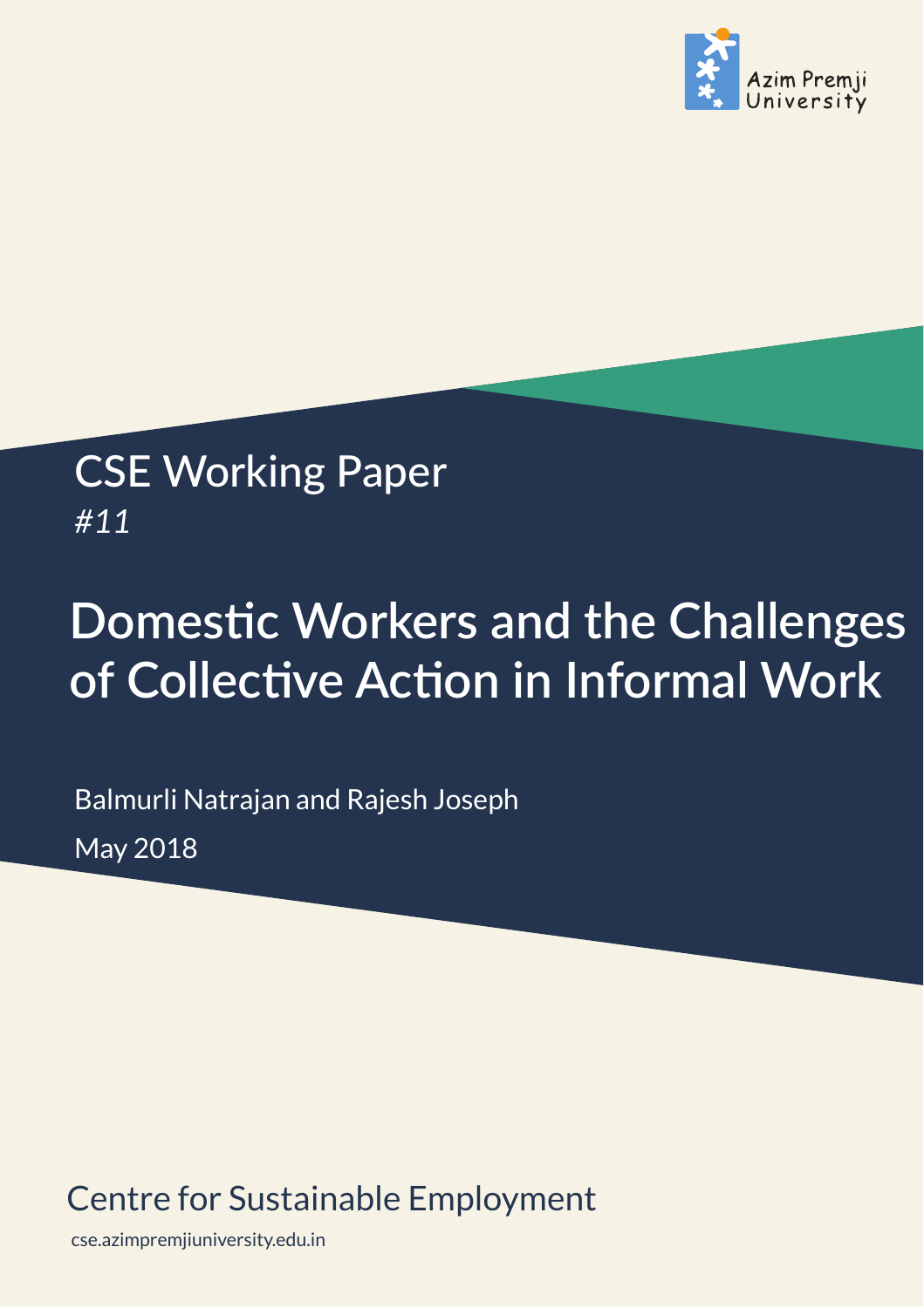Azim Premji University

CSE Working Paper
*#11*

# Domestic Workers and the Challenges of Collective Action in Informal Work

Balmurli Natrajan and Rajesh Joseph

May 2018

Centre for Sustainable Employment

cse.azimpremjiuniversity.edu.in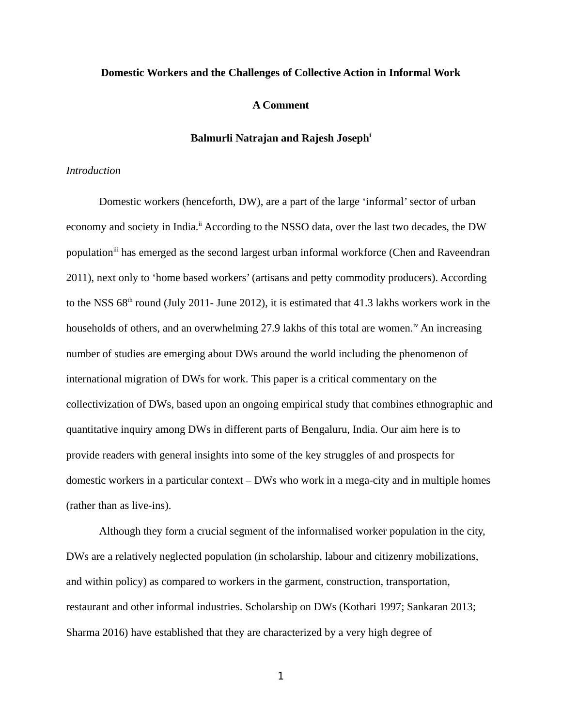**Domestic Workers and the Challenges of Collective Action in Informal Work**

**A Comment**

**Balmurli Natrajan and Rajesh Joseph**[i]

*Introduction*

Domestic workers (henceforth, DW), are a part of the large 'informal' sector of urban economy and society in India.[ii] According to the NSSO data, over the last two decades, the DW population[iii] has emerged as the second largest urban informal workforce (Chen and Raveendran 2011), next only to 'home based workers' (artisans and petty commodity producers). According to the NSS 68th round (July 2011- June 2012), it is estimated that 41.3 lakhs workers work in the households of others, and an overwhelming 27.9 lakhs of this total are women.[iv] An increasing number of studies are emerging about DWs around the world including the phenomenon of international migration of DWs for work. This paper is a critical commentary on the collectivization of DWs, based upon an ongoing empirical study that combines ethnographic and quantitative inquiry among DWs in different parts of Bengaluru, India. Our aim here is to provide readers with general insights into some of the key struggles of and prospects for domestic workers in a particular context – DWs who work in a mega-city and in multiple homes (rather than as live-ins).

Although they form a crucial segment of the informalised worker population in the city, DWs are a relatively neglected population (in scholarship, labour and citizenry mobilizations, and within policy) as compared to workers in the garment, construction, transportation, restaurant and other informal industries. Scholarship on DWs (Kothari 1997; Sankaran 2013; Sharma 2016) have established that they are characterized by a very high degree of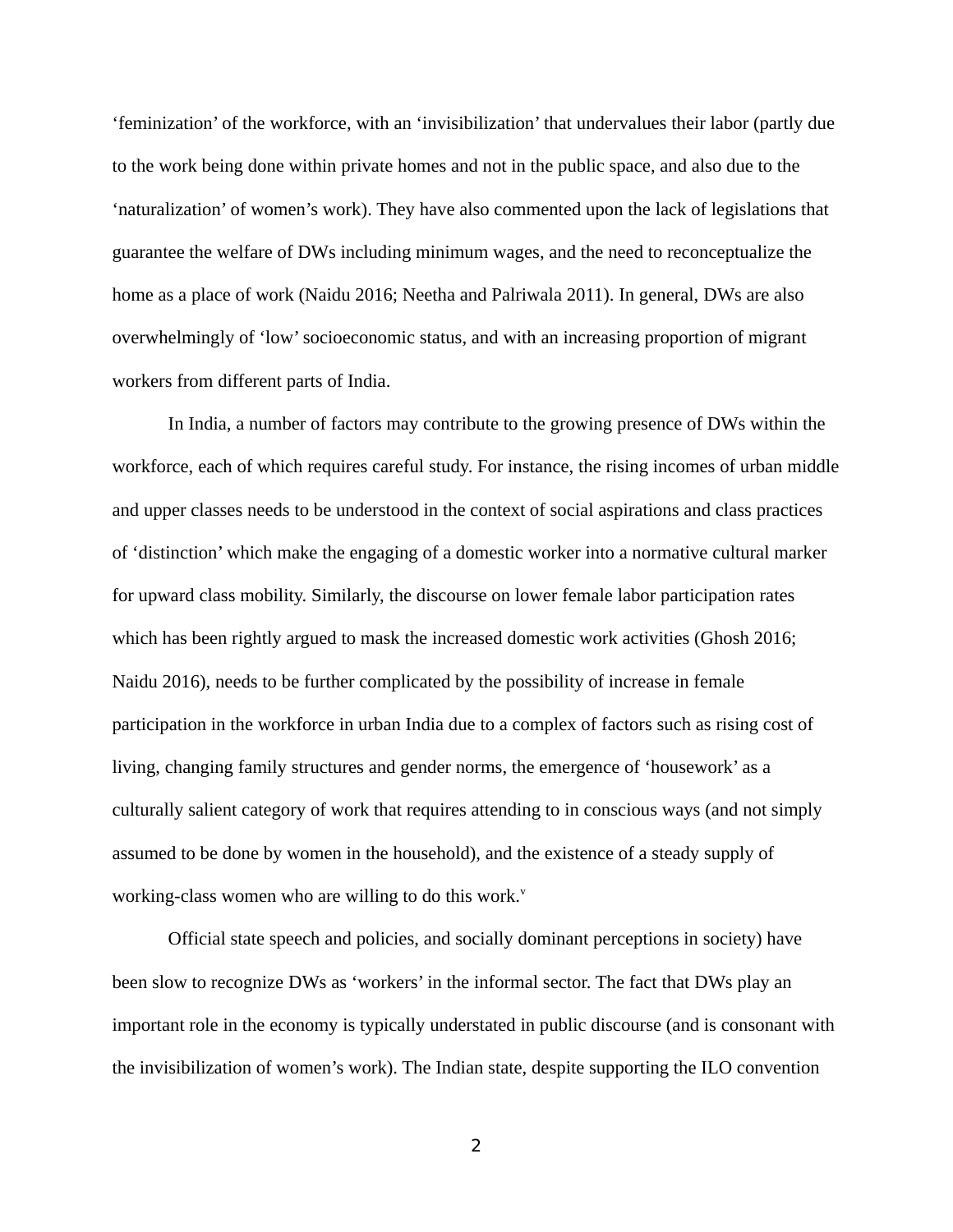‘feminization’ of the workforce, with an ‘invisibilization’ that undervalues their labor (partly due to the work being done within private homes and not in the public space, and also due to the ‘naturalization’ of women’s work). They have also commented upon the lack of legislations that guarantee the welfare of DWs including minimum wages, and the need to reconceptualize the home as a place of work (Naidu 2016; Neetha and Palriwala 2011). In general, DWs are also overwhelmingly of ‘low’ socioeconomic status, and with an increasing proportion of migrant workers from different parts of India.

In India, a number of factors may contribute to the growing presence of DWs within the workforce, each of which requires careful study. For instance, the rising incomes of urban middle and upper classes needs to be understood in the context of social aspirations and class practices of ‘distinction’ which make the engaging of a domestic worker into a normative cultural marker for upward class mobility. Similarly, the discourse on lower female labor participation rates which has been rightly argued to mask the increased domestic work activities (Ghosh 2016; Naidu 2016), needs to be further complicated by the possibility of increase in female participation in the workforce in urban India due to a complex of factors such as rising cost of living, changing family structures and gender norms, the emergence of ‘housework’ as a culturally salient category of work that requires attending to in conscious ways (and not simply assumed to be done by women in the household), and the existence of a steady supply of working-class women who are willing to do this work.[v]

Official state speech and policies, and socially dominant perceptions in society) have been slow to recognize DWs as ‘workers’ in the informal sector. The fact that DWs play an important role in the economy is typically understated in public discourse (and is consonant with the invisibilization of women’s work). The Indian state, despite supporting the ILO convention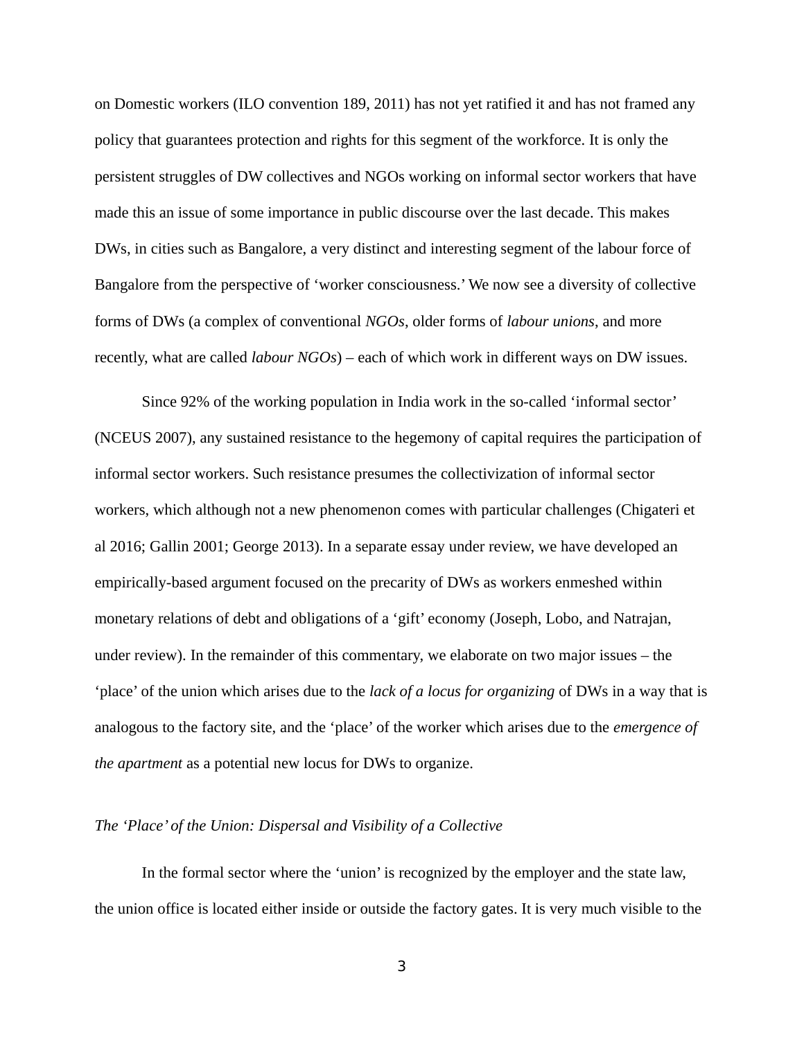on Domestic workers (ILO convention 189, 2011) has not yet ratified it and has not framed any policy that guarantees protection and rights for this segment of the workforce. It is only the persistent struggles of DW collectives and NGOs working on informal sector workers that have made this an issue of some importance in public discourse over the last decade. This makes DWs, in cities such as Bangalore, a very distinct and interesting segment of the labour force of Bangalore from the perspective of 'worker consciousness.' We now see a diversity of collective forms of DWs (a complex of conventional *NGOs*, older forms of *labour unions*, and more recently, what are called *labour NGOs*) – each of which work in different ways on DW issues.

Since 92% of the working population in India work in the so-called 'informal sector' (NCEUS 2007), any sustained resistance to the hegemony of capital requires the participation of informal sector workers. Such resistance presumes the collectivization of informal sector workers, which although not a new phenomenon comes with particular challenges (Chigateri et al 2016; Gallin 2001; George 2013). In a separate essay under review, we have developed an empirically-based argument focused on the precarity of DWs as workers enmeshed within monetary relations of debt and obligations of a 'gift' economy (Joseph, Lobo, and Natrajan, under review). In the remainder of this commentary, we elaborate on two major issues – the 'place' of the union which arises due to the *lack of a locus for organizing* of DWs in a way that is analogous to the factory site, and the 'place' of the worker which arises due to the *emergence of the apartment* as a potential new locus for DWs to organize.

### *The 'Place' of the Union: Dispersal and Visibility of a Collective*

In the formal sector where the 'union' is recognized by the employer and the state law, the union office is located either inside or outside the factory gates. It is very much visible to the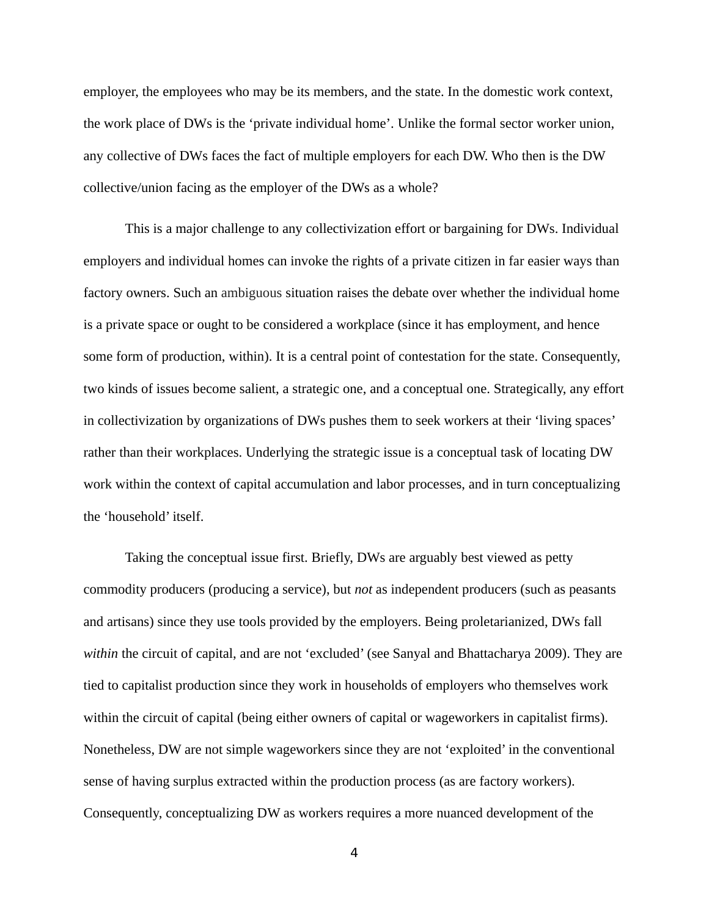employer, the employees who may be its members, and the state. In the domestic work context, the work place of DWs is the 'private individual home'. Unlike the formal sector worker union, any collective of DWs faces the fact of multiple employers for each DW. Who then is the DW collective/union facing as the employer of the DWs as a whole?

This is a major challenge to any collectivization effort or bargaining for DWs. Individual employers and individual homes can invoke the rights of a private citizen in far easier ways than factory owners. Such an ambiguous situation raises the debate over whether the individual home is a private space or ought to be considered a workplace (since it has employment, and hence some form of production, within). It is a central point of contestation for the state. Consequently, two kinds of issues become salient, a strategic one, and a conceptual one. Strategically, any effort in collectivization by organizations of DWs pushes them to seek workers at their 'living spaces' rather than their workplaces. Underlying the strategic issue is a conceptual task of locating DW work within the context of capital accumulation and labor processes, and in turn conceptualizing the 'household' itself.

Taking the conceptual issue first. Briefly, DWs are arguably best viewed as petty commodity producers (producing a service), but *not* as independent producers (such as peasants and artisans) since they use tools provided by the employers. Being proletarianized, DWs fall *within* the circuit of capital, and are not 'excluded' (see Sanyal and Bhattacharya 2009). They are tied to capitalist production since they work in households of employers who themselves work within the circuit of capital (being either owners of capital or wageworkers in capitalist firms). Nonetheless, DW are not simple wageworkers since they are not 'exploited' in the conventional sense of having surplus extracted within the production process (as are factory workers). Consequently, conceptualizing DW as workers requires a more nuanced development of the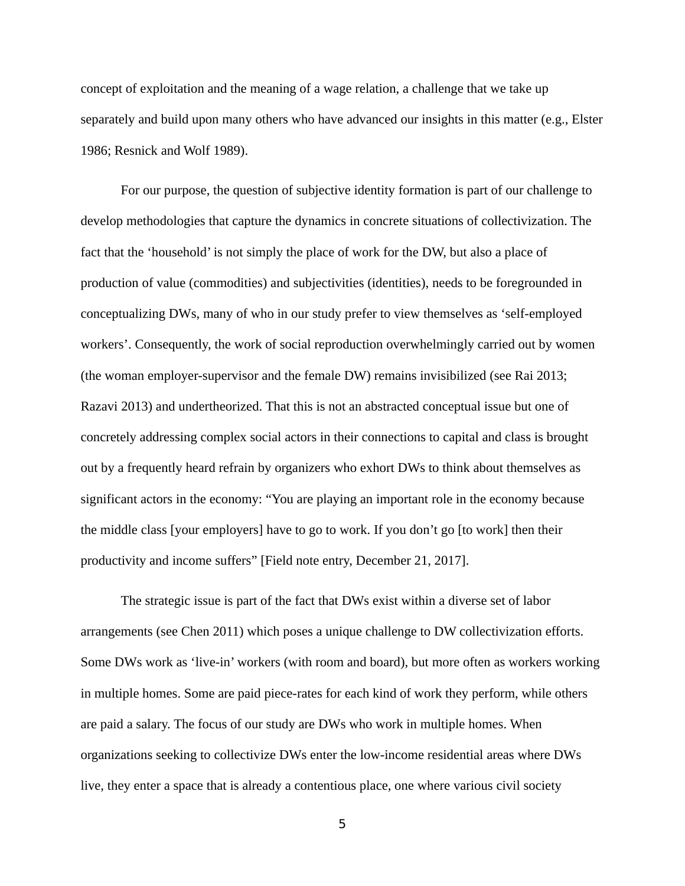concept of exploitation and the meaning of a wage relation, a challenge that we take up separately and build upon many others who have advanced our insights in this matter (e.g., Elster 1986; Resnick and Wolf 1989).

For our purpose, the question of subjective identity formation is part of our challenge to develop methodologies that capture the dynamics in concrete situations of collectivization. The fact that the 'household' is not simply the place of work for the DW, but also a place of production of value (commodities) and subjectivities (identities), needs to be foregrounded in conceptualizing DWs, many of who in our study prefer to view themselves as 'self-employed workers'. Consequently, the work of social reproduction overwhelmingly carried out by women (the woman employer-supervisor and the female DW) remains invisibilized (see Rai 2013; Razavi 2013) and undertheorized. That this is not an abstracted conceptual issue but one of concretely addressing complex social actors in their connections to capital and class is brought out by a frequently heard refrain by organizers who exhort DWs to think about themselves as significant actors in the economy: "You are playing an important role in the economy because the middle class [your employers] have to go to work. If you don't go [to work] then their productivity and income suffers" [Field note entry, December 21, 2017].

The strategic issue is part of the fact that DWs exist within a diverse set of labor arrangements (see Chen 2011) which poses a unique challenge to DW collectivization efforts. Some DWs work as 'live-in' workers (with room and board), but more often as workers working in multiple homes. Some are paid piece-rates for each kind of work they perform, while others are paid a salary. The focus of our study are DWs who work in multiple homes. When organizations seeking to collectivize DWs enter the low-income residential areas where DWs live, they enter a space that is already a contentious place, one where various civil society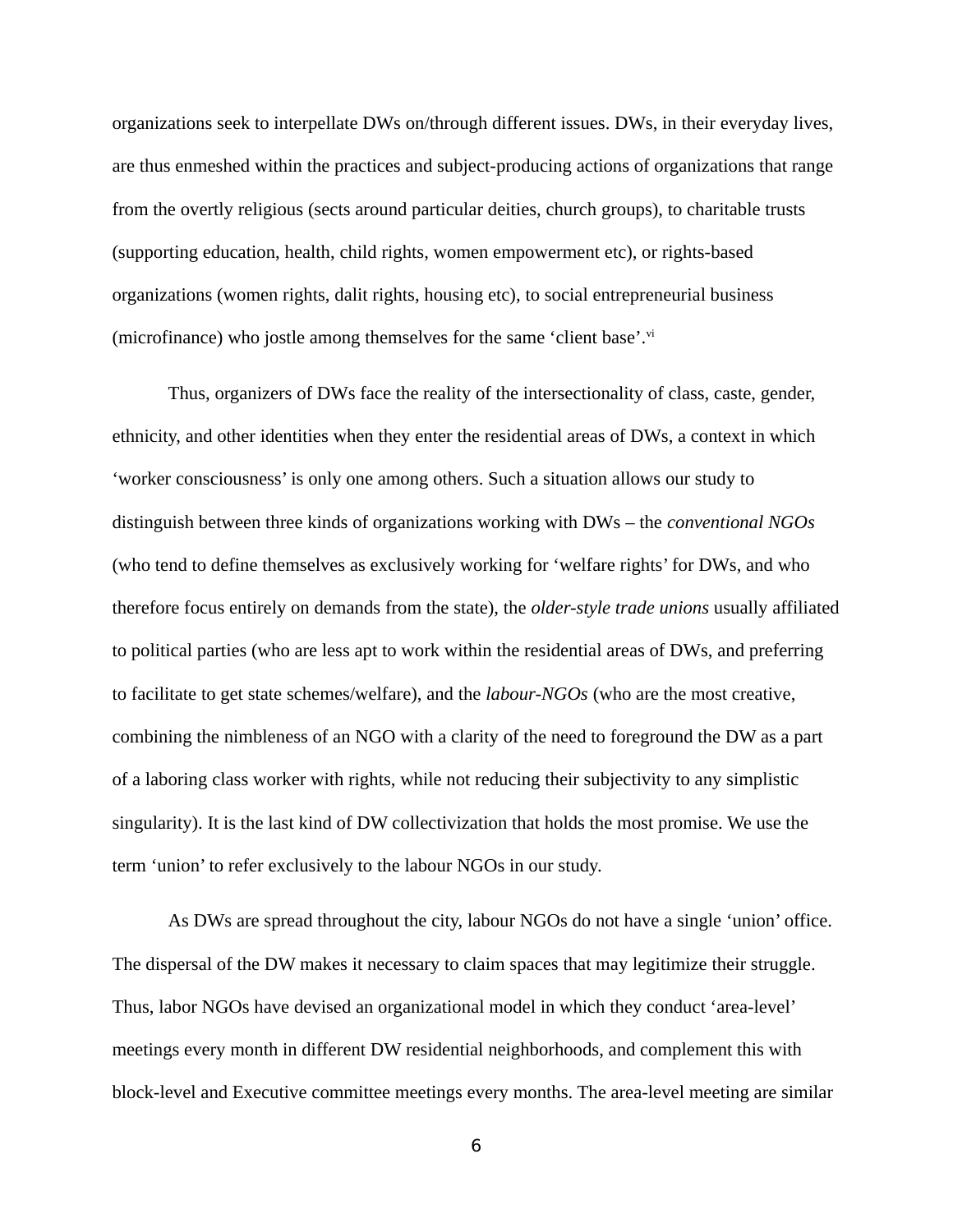organizations seek to interpellate DWs on/through different issues. DWs, in their everyday lives, are thus enmeshed within the practices and subject-producing actions of organizations that range from the overtly religious (sects around particular deities, church groups), to charitable trusts (supporting education, health, child rights, women empowerment etc), or rights-based organizations (women rights, dalit rights, housing etc), to social entrepreneurial business (microfinance) who jostle among themselves for the same 'client base'.[vi]

Thus, organizers of DWs face the reality of the intersectionality of class, caste, gender, ethnicity, and other identities when they enter the residential areas of DWs, a context in which 'worker consciousness' is only one among others. Such a situation allows our study to distinguish between three kinds of organizations working with DWs – the *conventional NGOs* (who tend to define themselves as exclusively working for 'welfare rights' for DWs, and who therefore focus entirely on demands from the state), the *older-style trade unions* usually affiliated to political parties (who are less apt to work within the residential areas of DWs, and preferring to facilitate to get state schemes/welfare), and the *labour-NGOs* (who are the most creative, combining the nimbleness of an NGO with a clarity of the need to foreground the DW as a part of a laboring class worker with rights, while not reducing their subjectivity to any simplistic singularity). It is the last kind of DW collectivization that holds the most promise. We use the term 'union' to refer exclusively to the labour NGOs in our study.

As DWs are spread throughout the city, labour NGOs do not have a single 'union' office. The dispersal of the DW makes it necessary to claim spaces that may legitimize their struggle. Thus, labor NGOs have devised an organizational model in which they conduct 'area-level' meetings every month in different DW residential neighborhoods, and complement this with block-level and Executive committee meetings every months. The area-level meeting are similar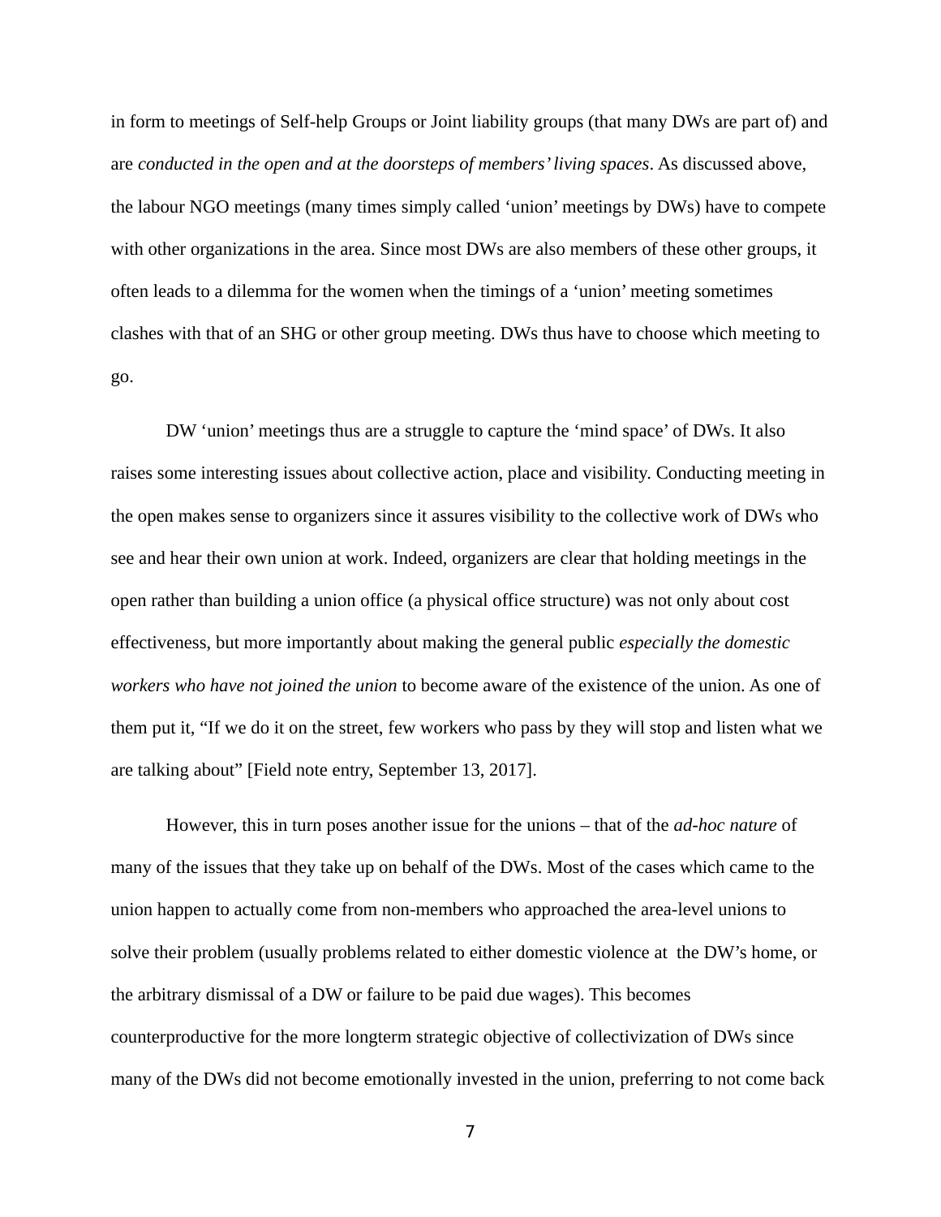in form to meetings of Self-help Groups or Joint liability groups (that many DWs are part of) and are *conducted in the open and at the doorsteps of members' living spaces*. As discussed above, the labour NGO meetings (many times simply called 'union' meetings by DWs) have to compete with other organizations in the area. Since most DWs are also members of these other groups, it often leads to a dilemma for the women when the timings of a 'union' meeting sometimes clashes with that of an SHG or other group meeting. DWs thus have to choose which meeting to go.

DW 'union' meetings thus are a struggle to capture the 'mind space' of DWs. It also raises some interesting issues about collective action, place and visibility. Conducting meeting in the open makes sense to organizers since it assures visibility to the collective work of DWs who see and hear their own union at work. Indeed, organizers are clear that holding meetings in the open rather than building a union office (a physical office structure) was not only about cost effectiveness, but more importantly about making the general public *especially the domestic workers who have not joined the union* to become aware of the existence of the union. As one of them put it, "If we do it on the street, few workers who pass by they will stop and listen what we are talking about" [Field note entry, September 13, 2017].

However, this in turn poses another issue for the unions – that of the *ad-hoc nature* of many of the issues that they take up on behalf of the DWs. Most of the cases which came to the union happen to actually come from non-members who approached the area-level unions to solve their problem (usually problems related to either domestic violence at the DW's home, or the arbitrary dismissal of a DW or failure to be paid due wages). This becomes counterproductive for the more longterm strategic objective of collectivization of DWs since many of the DWs did not become emotionally invested in the union, preferring to not come back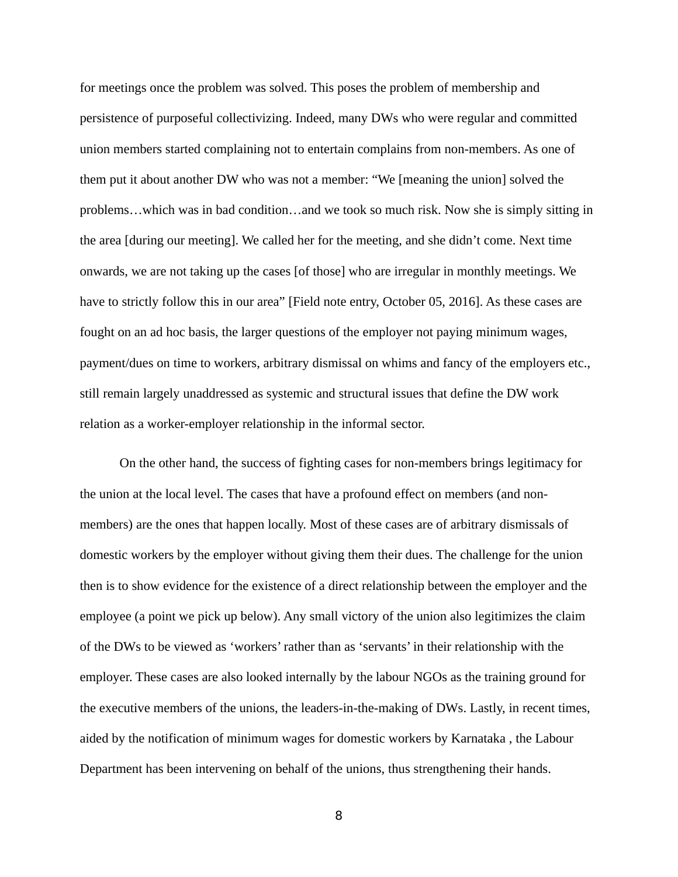for meetings once the problem was solved. This poses the problem of membership and persistence of purposeful collectivizing. Indeed, many DWs who were regular and committed union members started complaining not to entertain complains from non-members. As one of them put it about another DW who was not a member: "We [meaning the union] solved the problems…which was in bad condition…and we took so much risk. Now she is simply sitting in the area [during our meeting]. We called her for the meeting, and she didn't come. Next time onwards, we are not taking up the cases [of those] who are irregular in monthly meetings. We have to strictly follow this in our area" [Field note entry, October 05, 2016]. As these cases are fought on an ad hoc basis, the larger questions of the employer not paying minimum wages, payment/dues on time to workers, arbitrary dismissal on whims and fancy of the employers etc., still remain largely unaddressed as systemic and structural issues that define the DW work relation as a worker-employer relationship in the informal sector.

On the other hand, the success of fighting cases for non-members brings legitimacy for the union at the local level. The cases that have a profound effect on members (and non-members) are the ones that happen locally. Most of these cases are of arbitrary dismissals of domestic workers by the employer without giving them their dues. The challenge for the union then is to show evidence for the existence of a direct relationship between the employer and the employee (a point we pick up below). Any small victory of the union also legitimizes the claim of the DWs to be viewed as 'workers' rather than as 'servants' in their relationship with the employer. These cases are also looked internally by the labour NGOs as the training ground for the executive members of the unions, the leaders-in-the-making of DWs. Lastly, in recent times, aided by the notification of minimum wages for domestic workers by Karnataka , the Labour Department has been intervening on behalf of the unions, thus strengthening their hands.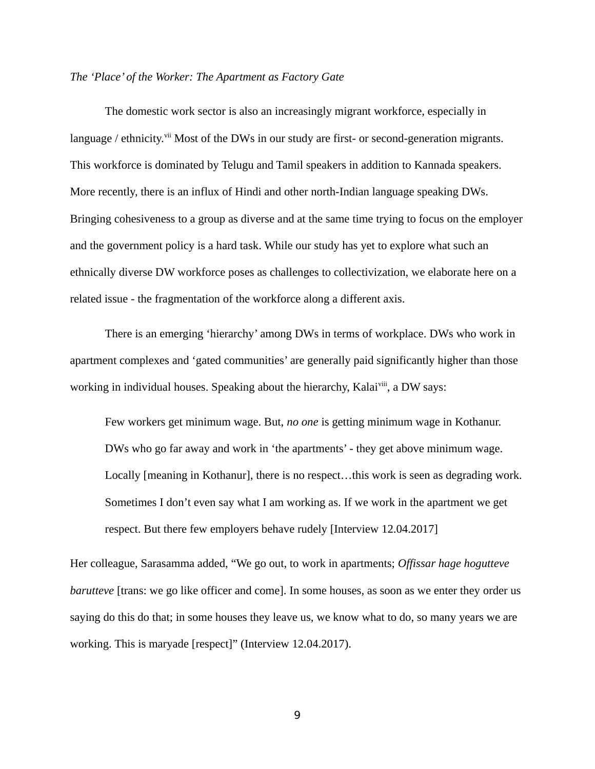*The 'Place' of the Worker: The Apartment as Factory Gate*

The domestic work sector is also an increasingly migrant workforce, especially in language / ethnicity.[vii] Most of the DWs in our study are first- or second-generation migrants. This workforce is dominated by Telugu and Tamil speakers in addition to Kannada speakers. More recently, there is an influx of Hindi and other north-Indian language speaking DWs. Bringing cohesiveness to a group as diverse and at the same time trying to focus on the employer and the government policy is a hard task. While our study has yet to explore what such an ethnically diverse DW workforce poses as challenges to collectivization, we elaborate here on a related issue - the fragmentation of the workforce along a different axis.

There is an emerging 'hierarchy' among DWs in terms of workplace. DWs who work in apartment complexes and 'gated communities' are generally paid significantly higher than those working in individual houses. Speaking about the hierarchy, Kalai[viii], a DW says:

> Few workers get minimum wage. But, *no one* is getting minimum wage in Kothanur. DWs who go far away and work in 'the apartments' - they get above minimum wage. Locally [meaning in Kothanur], there is no respect…this work is seen as degrading work. Sometimes I don't even say what I am working as. If we work in the apartment we get respect. But there few employers behave rudely [Interview 12.04.2017]

Her colleague, Sarasamma added, "We go out, to work in apartments; *Offissar hage hogutteve barutteve* [trans: we go like officer and come]. In some houses, as soon as we enter they order us saying do this do that; in some houses they leave us, we know what to do, so many years we are working. This is maryade [respect]" (Interview 12.04.2017).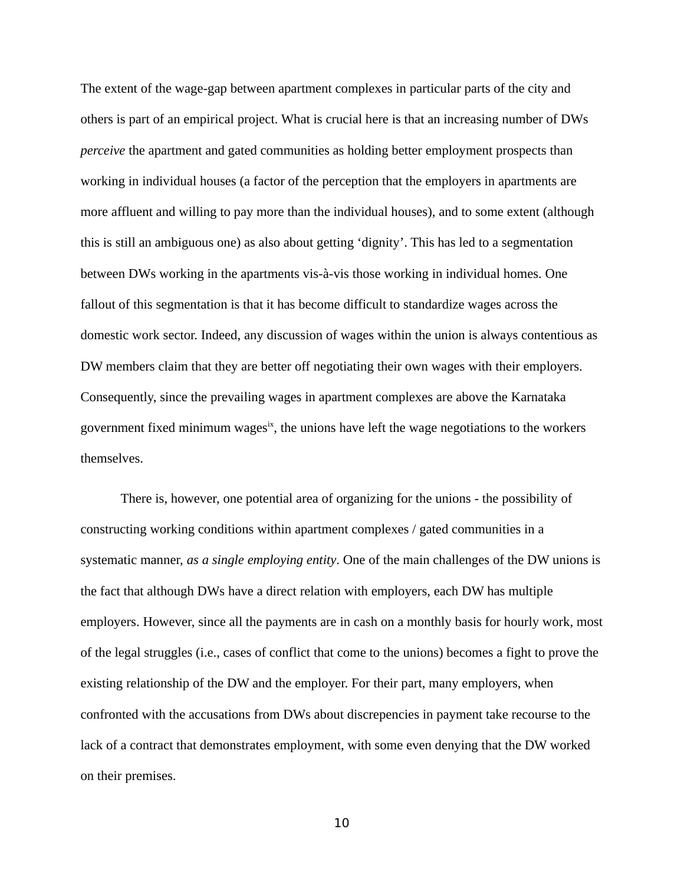The extent of the wage-gap between apartment complexes in particular parts of the city and others is part of an empirical project. What is crucial here is that an increasing number of DWs *perceive* the apartment and gated communities as holding better employment prospects than working in individual houses (a factor of the perception that the employers in apartments are more affluent and willing to pay more than the individual houses), and to some extent (although this is still an ambiguous one) as also about getting ‘dignity’. This has led to a segmentation between DWs working in the apartments vis-à-vis those working in individual homes. One fallout of this segmentation is that it has become difficult to standardize wages across the domestic work sector. Indeed, any discussion of wages within the union is always contentious as DW members claim that they are better off negotiating their own wages with their employers. Consequently, since the prevailing wages in apartment complexes are above the Karnataka government fixed minimum wages[ix], the unions have left the wage negotiations to the workers themselves.

There is, however, one potential area of organizing for the unions - the possibility of constructing working conditions within apartment complexes / gated communities in a systematic manner, *as a single employing entity*. One of the main challenges of the DW unions is the fact that although DWs have a direct relation with employers, each DW has multiple employers. However, since all the payments are in cash on a monthly basis for hourly work, most of the legal struggles (i.e., cases of conflict that come to the unions) becomes a fight to prove the existing relationship of the DW and the employer. For their part, many employers, when confronted with the accusations from DWs about discrepencies in payment take recourse to the lack of a contract that demonstrates employment, with some even denying that the DW worked on their premises.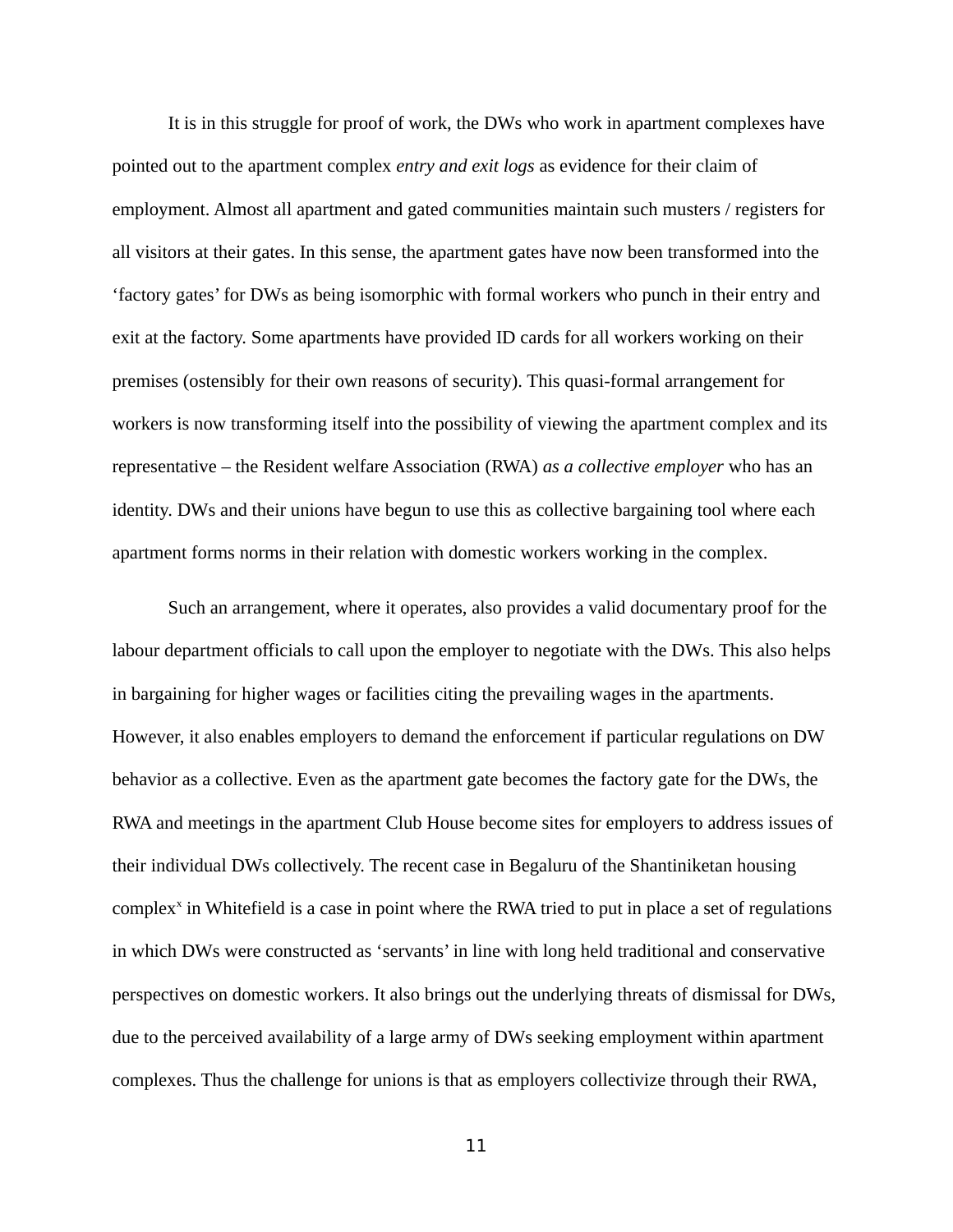It is in this struggle for proof of work, the DWs who work in apartment complexes have pointed out to the apartment complex *entry and exit logs* as evidence for their claim of employment. Almost all apartment and gated communities maintain such musters / registers for all visitors at their gates. In this sense, the apartment gates have now been transformed into the 'factory gates' for DWs as being isomorphic with formal workers who punch in their entry and exit at the factory. Some apartments have provided ID cards for all workers working on their premises (ostensibly for their own reasons of security). This quasi-formal arrangement for workers is now transforming itself into the possibility of viewing the apartment complex and its representative – the Resident welfare Association (RWA) *as a collective employer* who has an identity. DWs and their unions have begun to use this as collective bargaining tool where each apartment forms norms in their relation with domestic workers working in the complex.

Such an arrangement, where it operates, also provides a valid documentary proof for the labour department officials to call upon the employer to negotiate with the DWs. This also helps in bargaining for higher wages or facilities citing the prevailing wages in the apartments. However, it also enables employers to demand the enforcement if particular regulations on DW behavior as a collective. Even as the apartment gate becomes the factory gate for the DWs, the RWA and meetings in the apartment Club House become sites for employers to address issues of their individual DWs collectively. The recent case in Begaluru of the Shantiniketan housing complex[x] in Whitefield is a case in point where the RWA tried to put in place a set of regulations in which DWs were constructed as 'servants' in line with long held traditional and conservative perspectives on domestic workers. It also brings out the underlying threats of dismissal for DWs, due to the perceived availability of a large army of DWs seeking employment within apartment complexes. Thus the challenge for unions is that as employers collectivize through their RWA,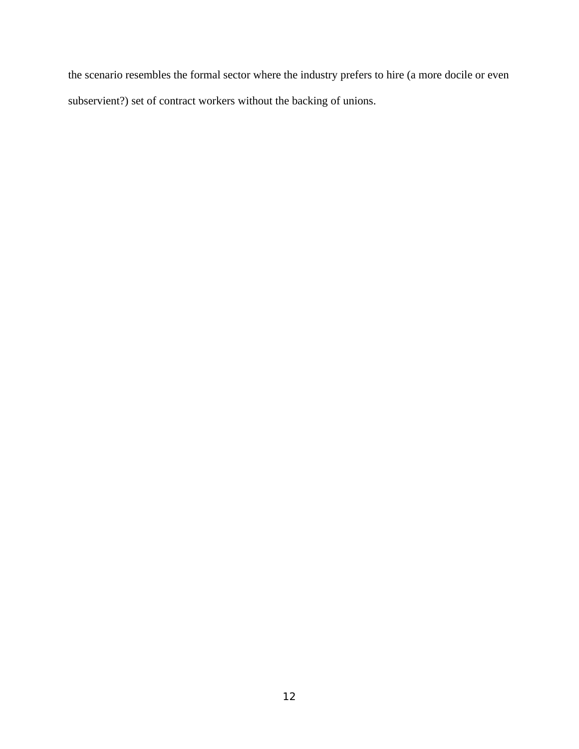the scenario resembles the formal sector where the industry prefers to hire (a more docile or even subservient?) set of contract workers without the backing of unions.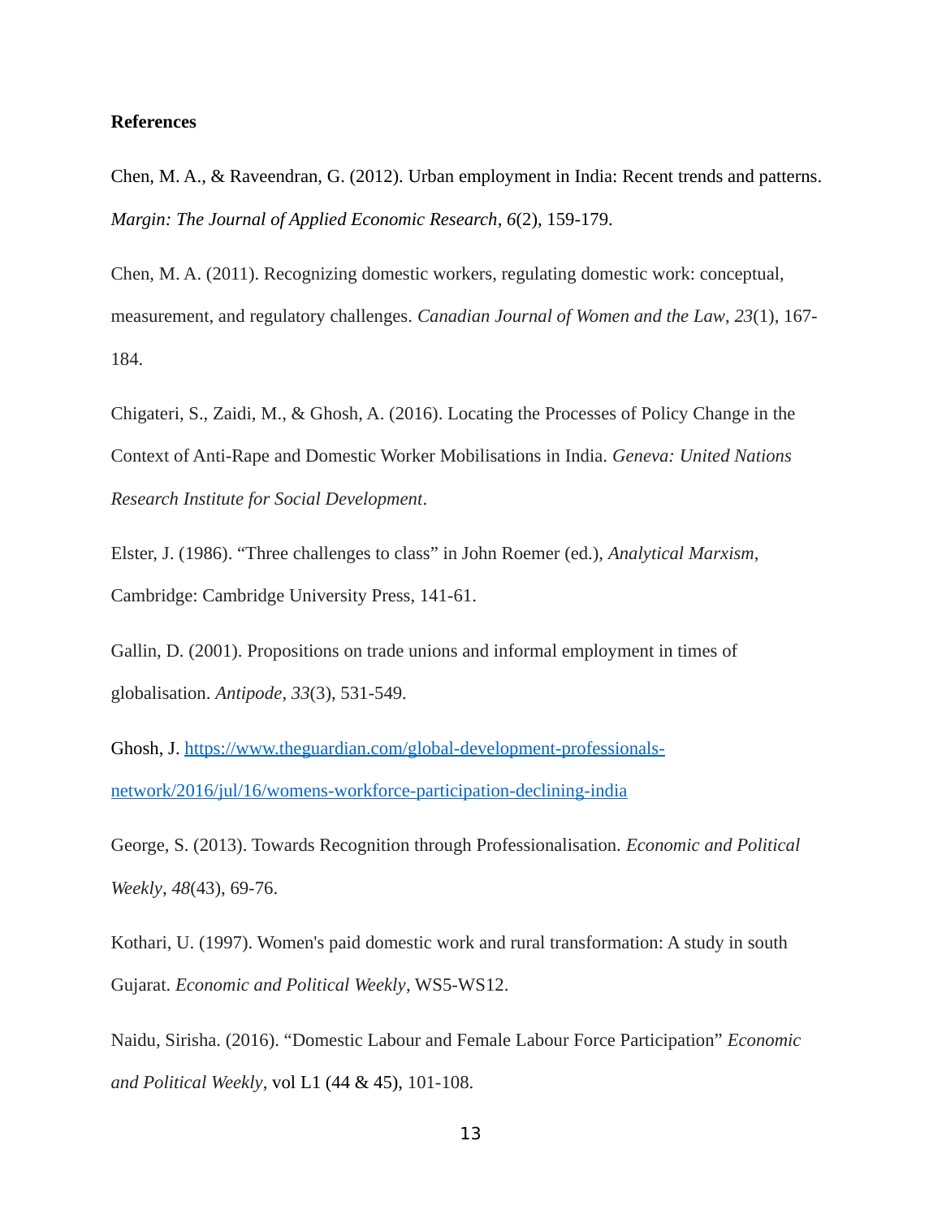**References**

Chen, M. A., & Raveendran, G. (2012). Urban employment in India: Recent trends and patterns. *Margin: The Journal of Applied Economic Research*, *6*(2), 159-179.

Chen, M. A. (2011). Recognizing domestic workers, regulating domestic work: conceptual, measurement, and regulatory challenges. *Canadian Journal of Women and the Law*, *23*(1), 167-184.

Chigateri, S., Zaidi, M., & Ghosh, A. (2016). Locating the Processes of Policy Change in the Context of Anti-Rape and Domestic Worker Mobilisations in India. *Geneva: United Nations Research Institute for Social Development*.

Elster, J. (1986). “Three challenges to class” in John Roemer (ed.), *Analytical Marxism*, Cambridge: Cambridge University Press, 141-61.

Gallin, D. (2001). Propositions on trade unions and informal employment in times of globalisation. *Antipode*, *33*(3), 531-549.

Ghosh, J. [https://www.theguardian.com/global-development-professionals-network/2016/jul/16/womens-workforce-participation-declining-india](https://www.theguardian.com/global-development-professionals-network/2016/jul/16/womens-workforce-participation-declining-india)

George, S. (2013). Towards Recognition through Professionalisation. *Economic and Political Weekly*, *48*(43), 69-76.

Kothari, U. (1997). Women's paid domestic work and rural transformation: A study in south Gujarat. *Economic and Political Weekly*, WS5-WS12.

Naidu, Sirisha. (2016). “Domestic Labour and Female Labour Force Participation” *Economic and Political Weekly*, vol L1 (44 & 45), 101-108.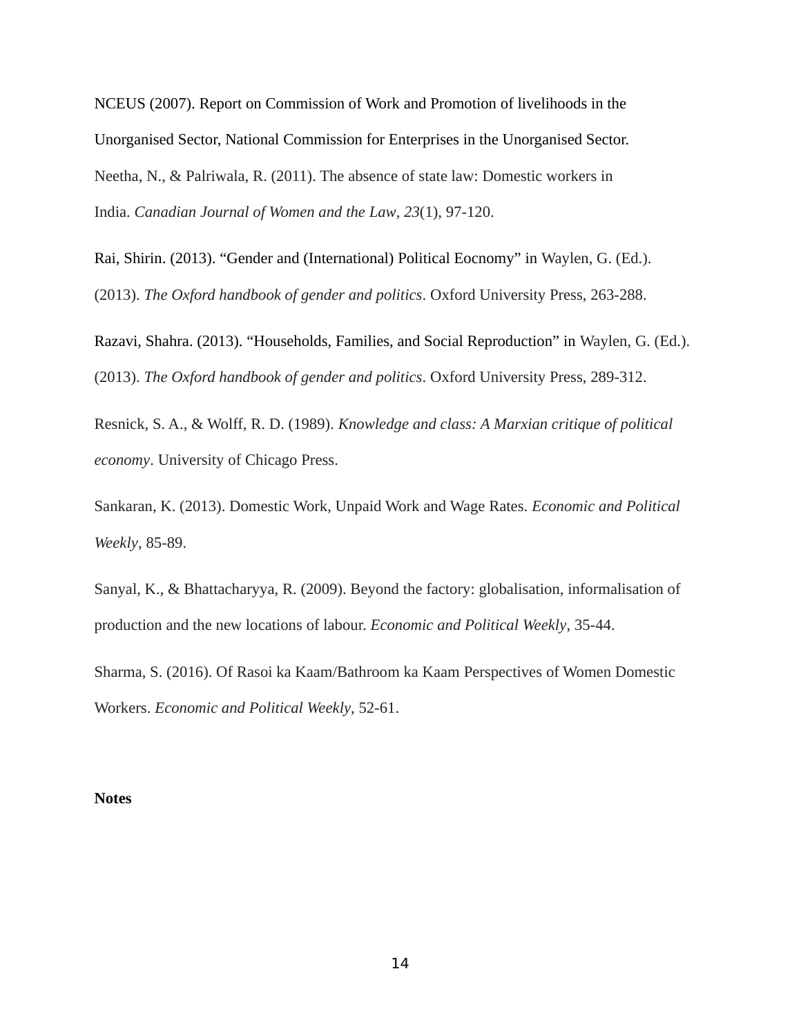NCEUS (2007). Report on Commission of Work and Promotion of livelihoods in the Unorganised Sector, National Commission for Enterprises in the Unorganised Sector.

Neetha, N., & Palriwala, R. (2011). The absence of state law: Domestic workers in India. *Canadian Journal of Women and the Law*, *23*(1), 97-120.

Rai, Shirin. (2013). “Gender and (International) Political Eocnomy” in Waylen, G. (Ed.). (2013). *The Oxford handbook of gender and politics*. Oxford University Press, 263-288.

Razavi, Shahra. (2013). “Households, Families, and Social Reproduction” in Waylen, G. (Ed.). (2013). *The Oxford handbook of gender and politics*. Oxford University Press, 289-312.

Resnick, S. A., & Wolff, R. D. (1989). *Knowledge and class: A Marxian critique of political economy*. University of Chicago Press.

Sankaran, K. (2013). Domestic Work, Unpaid Work and Wage Rates. *Economic and Political Weekly*, 85-89.

Sanyal, K., & Bhattacharyya, R. (2009). Beyond the factory: globalisation, informalisation of production and the new locations of labour. *Economic and Political Weekly*, 35-44.

Sharma, S. (2016). Of Rasoi ka Kaam/Bathroom ka Kaam Perspectives of Women Domestic Workers. *Economic and Political Weekly*, 52-61.

**Notes**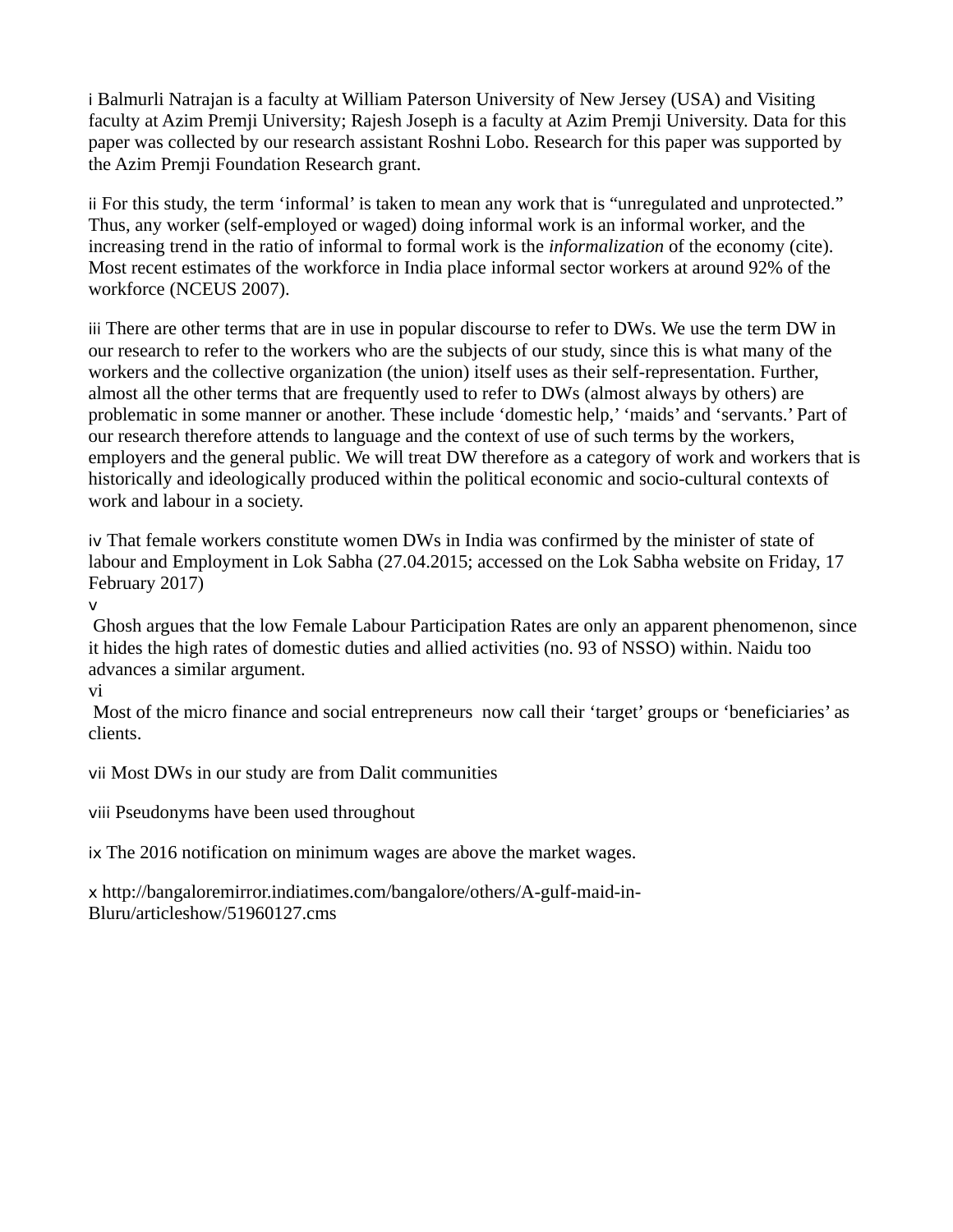i Balmurli Natrajan is a faculty at William Paterson University of New Jersey (USA) and Visiting faculty at Azim Premji University; Rajesh Joseph is a faculty at Azim Premji University. Data for this paper was collected by our research assistant Roshni Lobo. Research for this paper was supported by the Azim Premji Foundation Research grant.

ii For this study, the term 'informal' is taken to mean any work that is "unregulated and unprotected." Thus, any worker (self-employed or waged) doing informal work is an informal worker, and the increasing trend in the ratio of informal to formal work is the *informalization* of the economy (cite). Most recent estimates of the workforce in India place informal sector workers at around 92% of the workforce (NCEUS 2007).

iii There are other terms that are in use in popular discourse to refer to DWs. We use the term DW in our research to refer to the workers who are the subjects of our study, since this is what many of the workers and the collective organization (the union) itself uses as their self-representation. Further, almost all the other terms that are frequently used to refer to DWs (almost always by others) are problematic in some manner or another. These include 'domestic help,' 'maids' and 'servants.' Part of our research therefore attends to language and the context of use of such terms by the workers, employers and the general public. We will treat DW therefore as a category of work and workers that is historically and ideologically produced within the political economic and socio-cultural contexts of work and labour in a society.

iv That female workers constitute women DWs in India was confirmed by the minister of state of labour and Employment in Lok Sabha (27.04.2015; accessed on the Lok Sabha website on Friday, 17 February 2017)

v Ghosh argues that the low Female Labour Participation Rates are only an apparent phenomenon, since it hides the high rates of domestic duties and allied activities (no. 93 of NSSO) within. Naidu too advances a similar argument.

vi Most of the micro finance and social entrepreneurs now call their 'target' groups or 'beneficiaries' as clients.

vii Most DWs in our study are from Dalit communities

viii Pseudonyms have been used throughout

ix The 2016 notification on minimum wages are above the market wages.

x http://bangaloremirror.indiatimes.com/bangalore/others/A-gulf-maid-in-Bluru/articleshow/51960127.cms